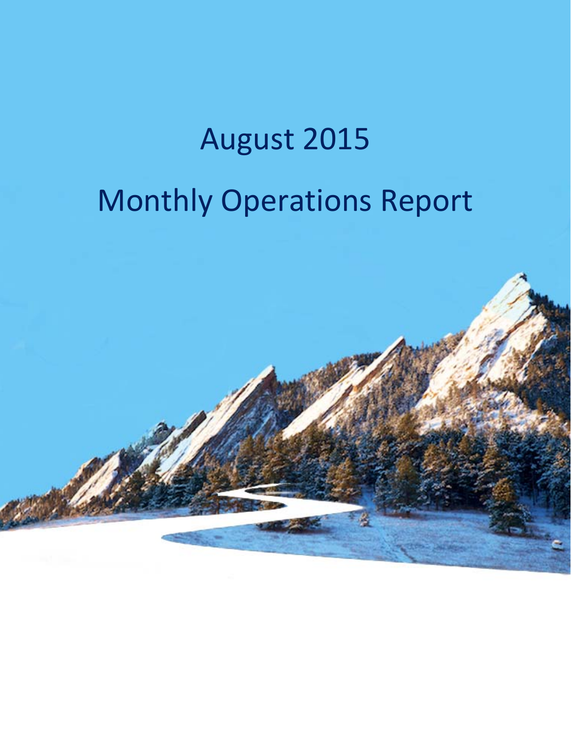# August 2015

# Monthly Operations Report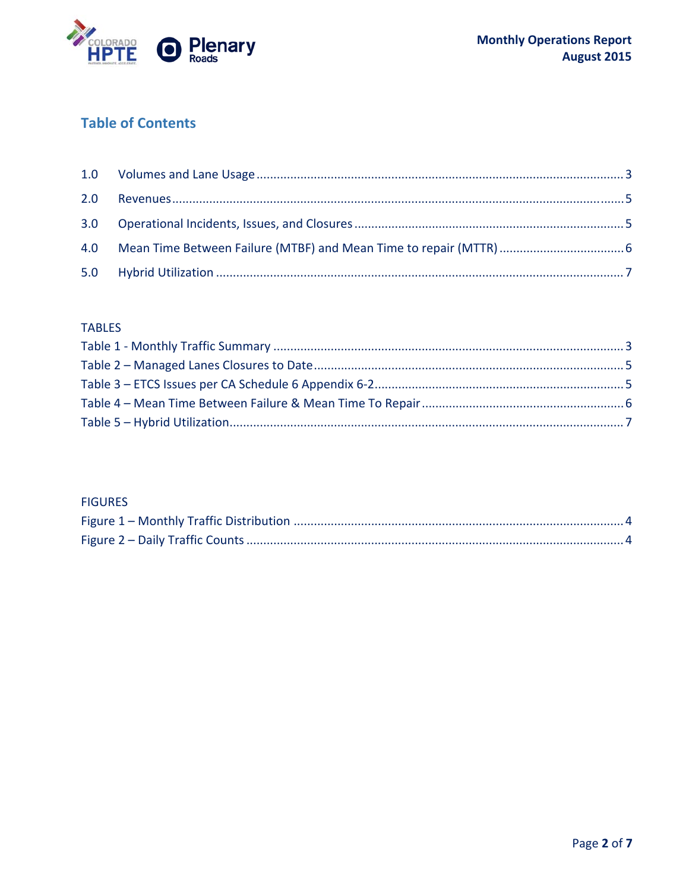## Table of Contents

1.0 Volumes and Lane Usage ........................................................................................................ 3

2.0 Revenues ................................................................................................................................ 5

3.0 Operational Incidents, Issues, and Closures ............................................................................ 5

4.0 Mean Time Between Failure (MTBF) and Mean Time to repair (MTTR) .................................. 6

5.0 Hybrid Utilization .................................................................................................................... 7

TABLES

Table 1 - Monthly Traffic Summary ..................................................................................................... 3

Table 2 – Managed Lanes Closures to Date .......................................................................................... 5

Table 3 – ETCS Issues per CA Schedule 6 Appendix 6-2 ....................................................................... 5

Table 4 – Mean Time Between Failure & Mean Time To Repair ........................................................... 6

Table 5 – Hybrid Utilization .................................................................................................................. 7

FIGURES

Figure 1 – Monthly Traffic Distribution ................................................................................................ 4

Figure 2 – Daily Traffic Counts ............................................................................................................. 4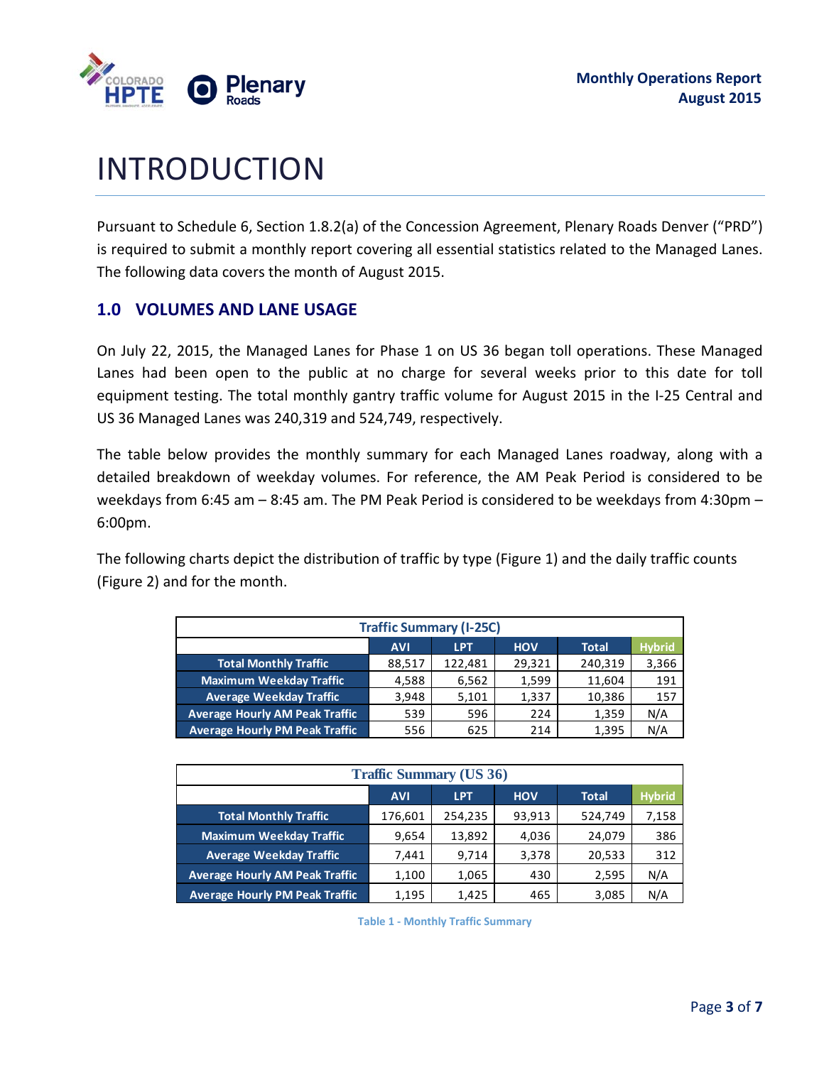# INTRODUCTION

Pursuant to Schedule 6, Section 1.8.2(a) of the Concession Agreement, Plenary Roads Denver ("PRD") is required to submit a monthly report covering all essential statistics related to the Managed Lanes. The following data covers the month of August 2015.

## 1.0 VOLUMES AND LANE USAGE

On July 22, 2015, the Managed Lanes for Phase 1 on US 36 began toll operations. These Managed Lanes had been open to the public at no charge for several weeks prior to this date for toll equipment testing. The total monthly gantry traffic volume for August 2015 in the I-25 Central and US 36 Managed Lanes was 240,319 and 524,749, respectively.

The table below provides the monthly summary for each Managed Lanes roadway, along with a detailed breakdown of weekday volumes. For reference, the AM Peak Period is considered to be weekdays from 6:45 am – 8:45 am. The PM Peak Period is considered to be weekdays from 4:30pm – 6:00pm.

The following charts depict the distribution of traffic by type (Figure 1) and the daily traffic counts (Figure 2) and for the month.

**Traffic Summary (I-25C)**

| | AVI | LPT | HOV | Total | Hybrid |
|---|---|---|---|---|---|
| Total Monthly Traffic | 88,517 | 122,481 | 29,321 | 240,319 | 3,366 |
| Maximum Weekday Traffic | 4,588 | 6,562 | 1,599 | 11,604 | 191 |
| Average Weekday Traffic | 3,948 | 5,101 | 1,337 | 10,386 | 157 |
| Average Hourly AM Peak Traffic | 539 | 596 | 224 | 1,359 | N/A |
| Average Hourly PM Peak Traffic | 556 | 625 | 214 | 1,395 | N/A |

**Traffic Summary (US 36)**

| | AVI | LPT | HOV | Total | Hybrid |
|---|---|---|---|---|---|
| Total Monthly Traffic | 176,601 | 254,235 | 93,913 | 524,749 | 7,158 |
| Maximum Weekday Traffic | 9,654 | 13,892 | 4,036 | 24,079 | 386 |
| Average Weekday Traffic | 7,441 | 9,714 | 3,378 | 20,533 | 312 |
| Average Hourly AM Peak Traffic | 1,100 | 1,065 | 430 | 2,595 | N/A |
| Average Hourly PM Peak Traffic | 1,195 | 1,425 | 465 | 3,085 | N/A |

Table 1 - Monthly Traffic Summary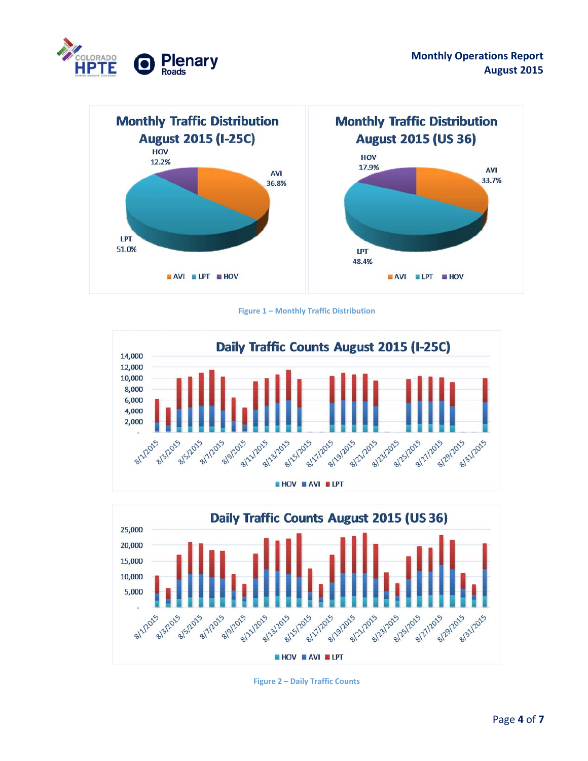**Monthly Traffic Distribution August 2015 (I-25C)**

HOV 12.2%, AVI 36.8%, LPT 51.0%

**Monthly Traffic Distribution August 2015 (US 36)**

HOV 17.9%, AVI 33.7%, LPT 48.4%

Figure 1 – Monthly Traffic Distribution

**Daily Traffic Counts August 2015 (I-25C)**

**Daily Traffic Counts August 2015 (US 36)**

Figure 2 – Daily Traffic Counts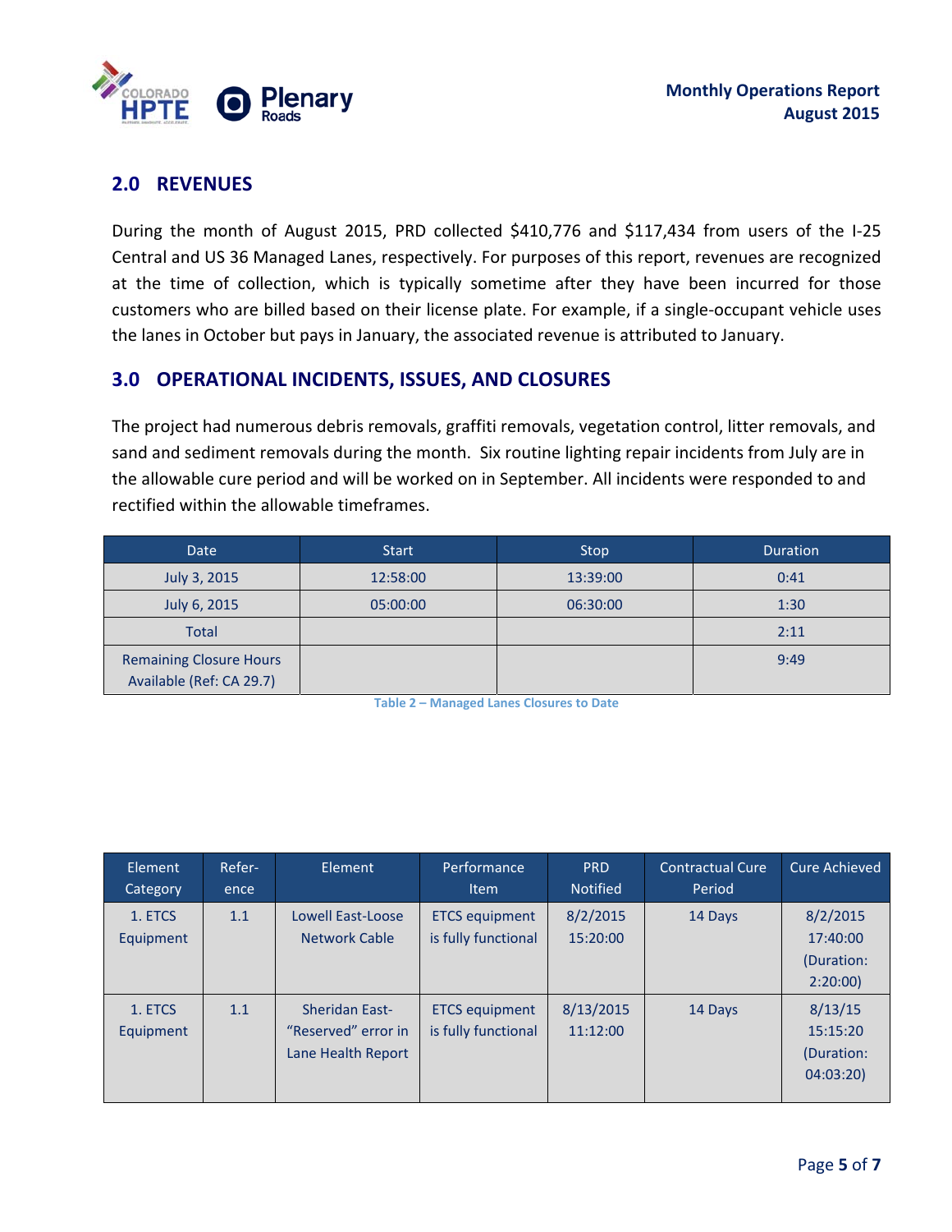## 2.0 REVENUES

During the month of August 2015, PRD collected $410,776 and $117,434 from users of the I-25 Central and US 36 Managed Lanes, respectively. For purposes of this report, revenues are recognized at the time of collection, which is typically sometime after they have been incurred for those customers who are billed based on their license plate. For example, if a single-occupant vehicle uses the lanes in October but pays in January, the associated revenue is attributed to January.

## 3.0 OPERATIONAL INCIDENTS, ISSUES, AND CLOSURES

The project had numerous debris removals, graffiti removals, vegetation control, litter removals, and sand and sediment removals during the month. Six routine lighting repair incidents from July are in the allowable cure period and will be worked on in September. All incidents were responded to and rectified within the allowable timeframes.

| Date | Start | Stop | Duration |
|---|---|---|---|
| July 3, 2015 | 12:58:00 | 13:39:00 | 0:41 |
| July 6, 2015 | 05:00:00 | 06:30:00 | 1:30 |
| Total | | | 2:11 |
| Remaining Closure Hours Available (Ref: CA 29.7) | | | 9:49 |

Table 2 – Managed Lanes Closures to Date

| Element Category | Refer-ence | Element | Performance Item | PRD Notified | Contractual Cure Period | Cure Achieved |
|---|---|---|---|---|---|---|
| 1. ETCS Equipment | 1.1 | Lowell East-Loose Network Cable | ETCS equipment is fully functional | 8/2/2015 15:20:00 | 14 Days | 8/2/2015 17:40:00 (Duration: 2:20:00) |
| 1. ETCS Equipment | 1.1 | Sheridan East-"Reserved" error in Lane Health Report | ETCS equipment is fully functional | 8/13/2015 11:12:00 | 14 Days | 8/13/15 15:15:20 (Duration: 04:03:20) |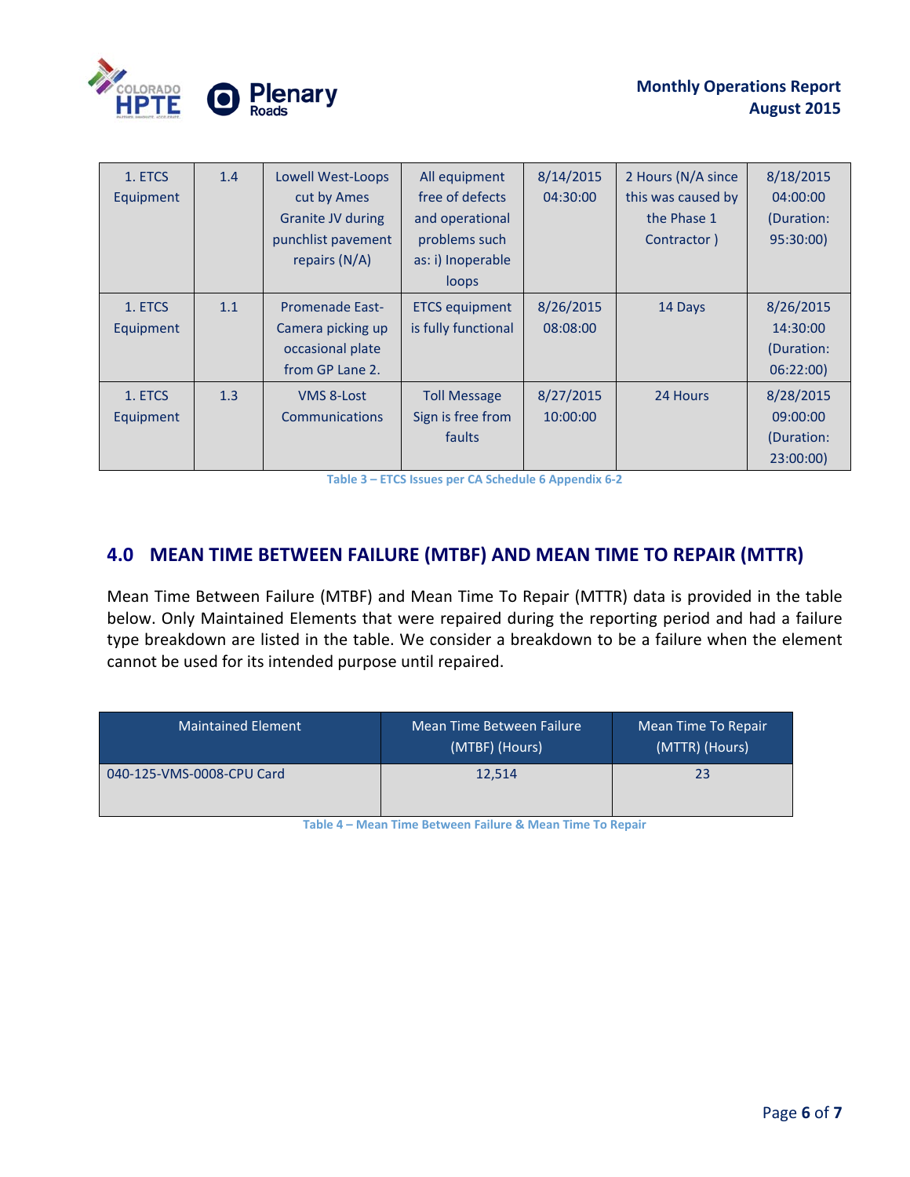| 1. ETCS Equipment | 1.4 | Lowell West-Loops cut by Ames Granite JV during punchlist pavement repairs (N/A) | All equipment free of defects and operational problems such as: i) Inoperable loops | 8/14/2015 04:30:00 | 2 Hours (N/A since this was caused by the Phase 1 Contractor ) | 8/18/2015 04:00:00 (Duration: 95:30:00) |
|---|---|---|---|---|---|---|
| 1. ETCS Equipment | 1.1 | Promenade East-Camera picking up occasional plate from GP Lane 2. | ETCS equipment is fully functional | 8/26/2015 08:08:00 | 14 Days | 8/26/2015 14:30:00 (Duration: 06:22:00) |
| 1. ETCS Equipment | 1.3 | VMS 8-Lost Communications | Toll Message Sign is free from faults | 8/27/2015 10:00:00 | 24 Hours | 8/28/2015 09:00:00 (Duration: 23:00:00) |

Table 3 – ETCS Issues per CA Schedule 6 Appendix 6-2

## 4.0 MEAN TIME BETWEEN FAILURE (MTBF) AND MEAN TIME TO REPAIR (MTTR)

Mean Time Between Failure (MTBF) and Mean Time To Repair (MTTR) data is provided in the table below. Only Maintained Elements that were repaired during the reporting period and had a failure type breakdown are listed in the table. We consider a breakdown to be a failure when the element cannot be used for its intended purpose until repaired.

| Maintained Element | Mean Time Between Failure (MTBF) (Hours) | Mean Time To Repair (MTTR) (Hours) |
|---|---|---|
| 040-125-VMS-0008-CPU Card | 12,514 | 23 |

Table 4 – Mean Time Between Failure & Mean Time To Repair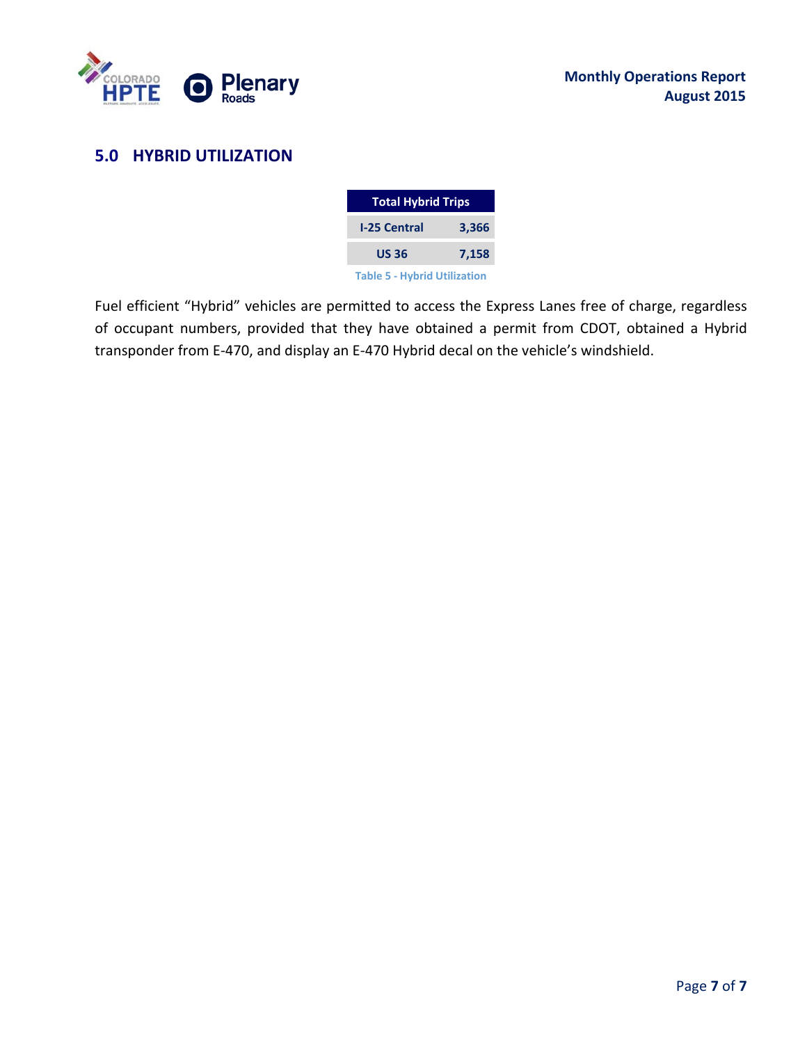## 5.0 HYBRID UTILIZATION

| Total Hybrid Trips | |
|---|---|
| I-25 Central | 3,366 |
| US 36 | 7,158 |

Table 5 - Hybrid Utilization

Fuel efficient "Hybrid" vehicles are permitted to access the Express Lanes free of charge, regardless of occupant numbers, provided that they have obtained a permit from CDOT, obtained a Hybrid transponder from E-470, and display an E-470 Hybrid decal on the vehicle's windshield.